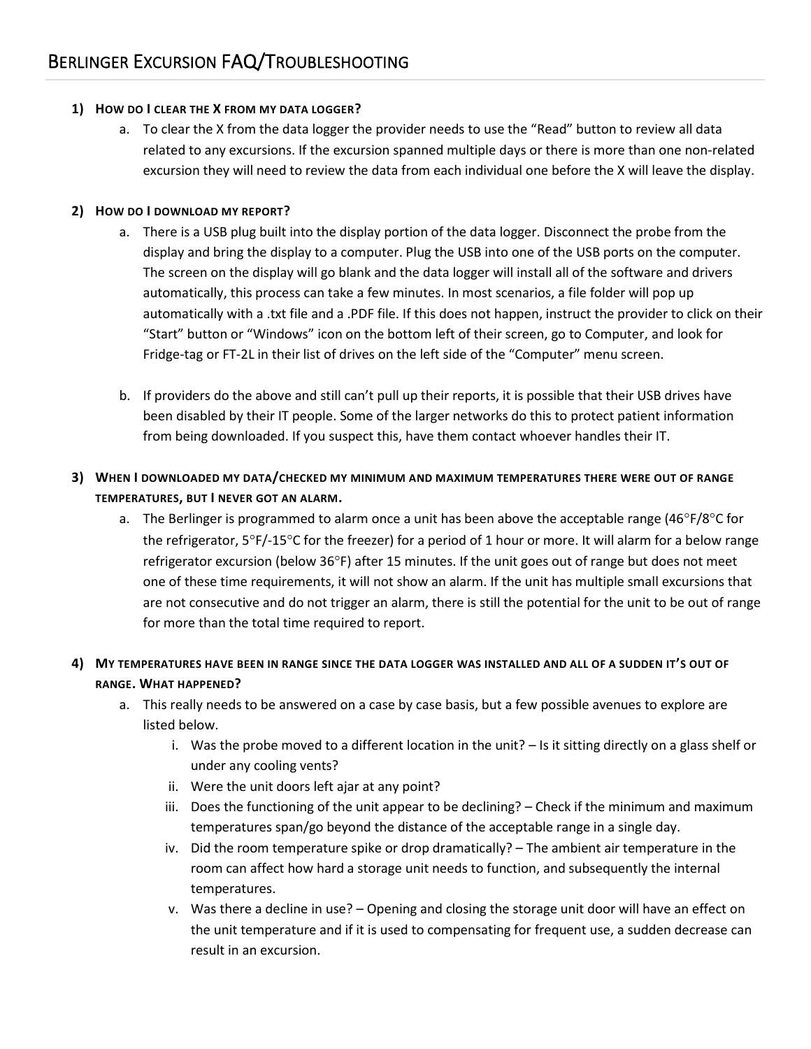# Berlinger Excursion FAQ/Troubleshooting

1) **How do I clear the X from my data logger?**
   a. To clear the X from the data logger the provider needs to use the "Read" button to review all data related to any excursions. If the excursion spanned multiple days or there is more than one non-related excursion they will need to review the data from each individual one before the X will leave the display.

2) **How do I download my report?**
   a. There is a USB plug built into the display portion of the data logger. Disconnect the probe from the display and bring the display to a computer. Plug the USB into one of the USB ports on the computer. The screen on the display will go blank and the data logger will install all of the software and drivers automatically, this process can take a few minutes. In most scenarios, a file folder will pop up automatically with a .txt file and a .PDF file. If this does not happen, instruct the provider to click on their "Start" button or "Windows" icon on the bottom left of their screen, go to Computer, and look for Fridge-tag or FT-2L in their list of drives on the left side of the "Computer" menu screen.

   b. If providers do the above and still can't pull up their reports, it is possible that their USB drives have been disabled by their IT people. Some of the larger networks do this to protect patient information from being downloaded. If you suspect this, have them contact whoever handles their IT.

3) **When I downloaded my data/checked my minimum and maximum temperatures there were out of range temperatures, but I never got an alarm.**
   a. The Berlinger is programmed to alarm once a unit has been above the acceptable range (46°F/8°C for the refrigerator, 5°F/-15°C for the freezer) for a period of 1 hour or more. It will alarm for a below range refrigerator excursion (below 36°F) after 15 minutes. If the unit goes out of range but does not meet one of these time requirements, it will not show an alarm. If the unit has multiple small excursions that are not consecutive and do not trigger an alarm, there is still the potential for the unit to be out of range for more than the total time required to report.

4) **My temperatures have been in range since the data logger was installed and all of a sudden it's out of range. What happened?**
   a. This really needs to be answered on a case by case basis, but a few possible avenues to explore are listed below.
      i. Was the probe moved to a different location in the unit? – Is it sitting directly on a glass shelf or under any cooling vents?
      ii. Were the unit doors left ajar at any point?
      iii. Does the functioning of the unit appear to be declining? – Check if the minimum and maximum temperatures span/go beyond the distance of the acceptable range in a single day.
      iv. Did the room temperature spike or drop dramatically? – The ambient air temperature in the room can affect how hard a storage unit needs to function, and subsequently the internal temperatures.
      v. Was there a decline in use? – Opening and closing the storage unit door will have an effect on the unit temperature and if it is used to compensating for frequent use, a sudden decrease can result in an excursion.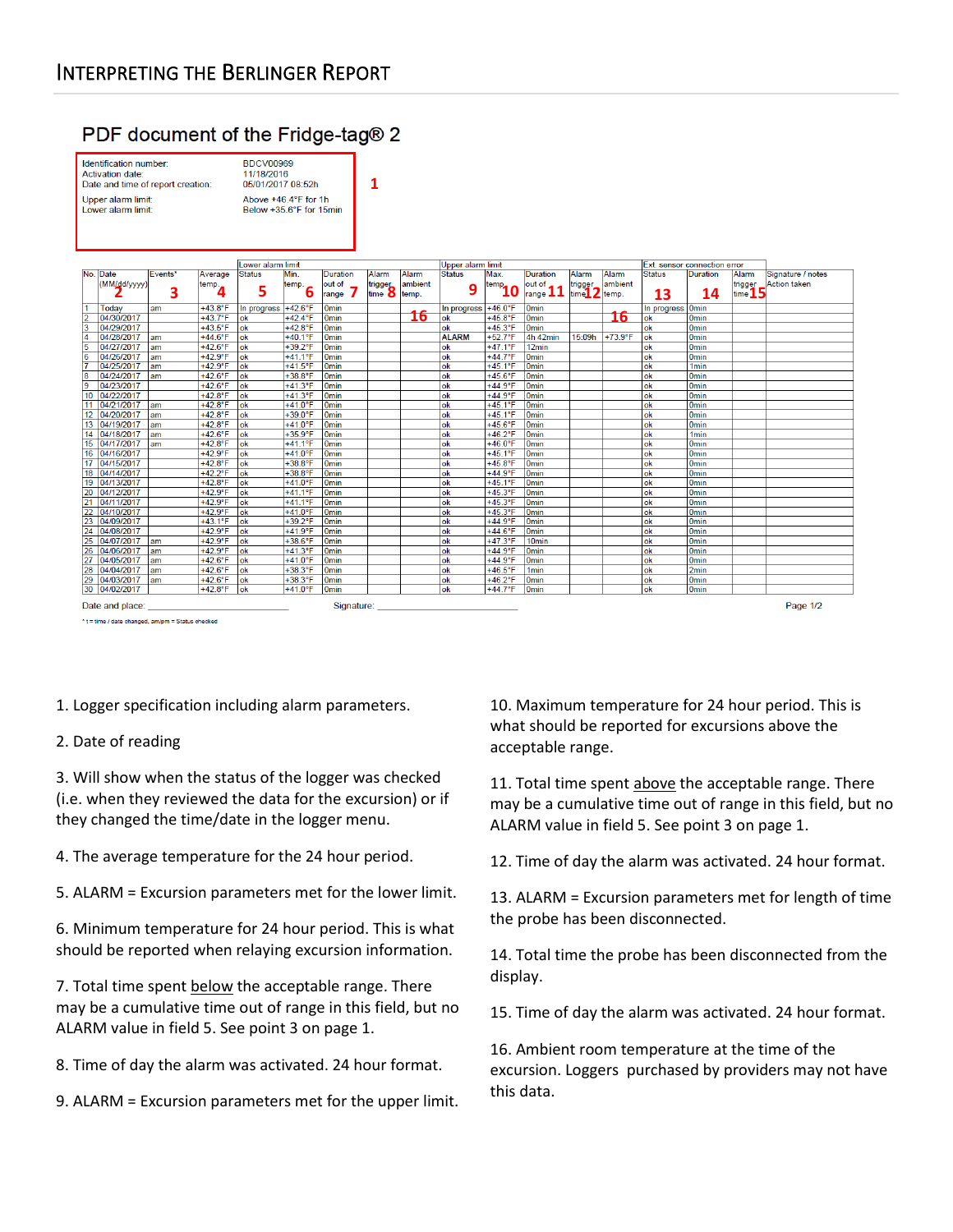# INTERPRETING THE BERLINGER REPORT

## PDF document of the Fridge-tag® 2

| | | |
|---|---|---|
| Identification number: | BDCV00969 | 1 |
| Activation date: | 11/18/2016 | |
| Date and time of report creation: | 05/01/2017 08:52h | |
| Upper alarm limit: | Above +46.4°F for 1h | |
| Lower alarm limit: | Below +35.6°F for 15min | |

| | | | | Lower alarm limit | | | | | Upper alarm limit | | | | | Ext. sensor connection error | | | |
|---|---|---|---|---|---|---|---|---|---|---|---|---|---|---|---|---|---|
| No. | Date (MM/dd/yyyy) 2 | Events* 3 | Average temp. 4 | Status 5 | Min. temp. 6 | Duration out of range 7 | Alarm trigger time 8 | Alarm ambient temp. | Status 9 | Max. temp. 10 | Duration out of range 11 | Alarm trigger time 12 | Alarm ambient temp. | Status 13 | Duration 14 | Alarm trigger time 15 | Signature / notes Action taken |
| 1 | Today | am | +43.8°F | In progress | +42.6°F | 0min | | 16 | In progress | +46.0°F | 0min | | 16 | In progress | 0min | | |
| 2 | 04/30/2017 | | +43.7°F | ok | +42.4°F | 0min | | | ok | +45.8°F | 0min | | | ok | 0min | | |
| 3 | 04/29/2017 | | +43.5°F | ok | +42.8°F | 0min | | | ok | +45.3°F | 0min | | | ok | 0min | | |
| 4 | 04/28/2017 | am | +44.6°F | ok | +40.1°F | 0min | | | ALARM | +52.7°F | 4h 42min | 15:09h | +73.9°F | ok | 0min | | |
| 5 | 04/27/2017 | am | +42.6°F | ok | +39.2°F | 0min | | | ok | +47.1°F | 12min | | | ok | 0min | | |
| 6 | 04/26/2017 | am | +42.9°F | ok | +41.1°F | 0min | | | ok | +44.7°F | 0min | | | ok | 0min | | |
| 7 | 04/25/2017 | am | +42.9°F | ok | +41.5°F | 0min | | | ok | +45.1°F | 0min | | | ok | 1min | | |
| 8 | 04/24/2017 | am | +42.6°F | ok | +38.8°F | 0min | | | ok | +45.6°F | 0min | | | ok | 0min | | |
| 9 | 04/23/2017 | | +42.6°F | ok | +41.3°F | 0min | | | ok | +44.9°F | 0min | | | ok | 0min | | |
| 10 | 04/22/2017 | | +42.8°F | ok | +41.3°F | 0min | | | ok | +44.9°F | 0min | | | ok | 0min | | |
| 11 | 04/21/2017 | am | +42.8°F | ok | +41.0°F | 0min | | | ok | +45.1°F | 0min | | | ok | 0min | | |
| 12 | 04/20/2017 | am | +42.8°F | ok | +39.0°F | 0min | | | ok | +45.1°F | 0min | | | ok | 0min | | |
| 13 | 04/19/2017 | am | +42.8°F | ok | +41.0°F | 0min | | | ok | +45.6°F | 0min | | | ok | 0min | | |
| 14 | 04/18/2017 | am | +42.6°F | ok | +35.9°F | 0min | | | ok | +46.2°F | 0min | | | ok | 1min | | |
| 15 | 04/17/2017 | am | +42.8°F | ok | +41.1°F | 0min | | | ok | +46.0°F | 0min | | | ok | 0min | | |
| 16 | 04/16/2017 | | +42.9°F | ok | +41.0°F | 0min | | | ok | +45.1°F | 0min | | | ok | 0min | | |
| 17 | 04/15/2017 | | +42.8°F | ok | +38.8°F | 0min | | | ok | +45.8°F | 0min | | | ok | 0min | | |
| 18 | 04/14/2017 | | +42.2°F | ok | +38.8°F | 0min | | | ok | +44.9°F | 0min | | | ok | 0min | | |
| 19 | 04/13/2017 | | +42.8°F | ok | +41.0°F | 0min | | | ok | +45.1°F | 0min | | | ok | 0min | | |
| 20 | 04/12/2017 | | +42.9°F | ok | +41.1°F | 0min | | | ok | +45.3°F | 0min | | | ok | 0min | | |
| 21 | 04/11/2017 | | +42.9°F | ok | +41.1°F | 0min | | | ok | +45.3°F | 0min | | | ok | 0min | | |
| 22 | 04/10/2017 | | +42.9°F | ok | +41.0°F | 0min | | | ok | +45.3°F | 0min | | | ok | 0min | | |
| 23 | 04/09/2017 | | +43.1°F | ok | +39.2°F | 0min | | | ok | +44.9°F | 0min | | | ok | 0min | | |
| 24 | 04/08/2017 | | +42.9°F | ok | +41.9°F | 0min | | | ok | +44.6°F | 0min | | | ok | 0min | | |
| 25 | 04/07/2017 | am | +42.9°F | ok | +38.6°F | 0min | | | ok | +47.3°F | 10min | | | ok | 0min | | |
| 26 | 04/06/2017 | am | +42.9°F | ok | +41.3°F | 0min | | | ok | +44.9°F | 0min | | | ok | 0min | | |
| 27 | 04/05/2017 | am | +42.6°F | ok | +41.0°F | 0min | | | ok | +44.9°F | 0min | | | ok | 0min | | |
| 28 | 04/04/2017 | am | +42.6°F | ok | +38.3°F | 0min | | | ok | +46.5°F | 1min | | | ok | 2min | | |
| 29 | 04/03/2017 | am | +42.6°F | ok | +38.3°F | 0min | | | ok | +46.2°F | 0min | | | ok | 0min | | |
| 30 | 04/02/2017 | | +42.8°F | ok | +41.0°F | 0min | | | ok | +44.7°F | 0min | | | ok | 0min | | |

Date and place: ______________________ Signature: ______________________ Page 1/2

* t = time / date changed, am/pm = Status checked

1. Logger specification including alarm parameters.

2. Date of reading

3. Will show when the status of the logger was checked (i.e. when they reviewed the data for the excursion) or if they changed the time/date in the logger menu.

4. The average temperature for the 24 hour period.

5. ALARM = Excursion parameters met for the lower limit.

6. Minimum temperature for 24 hour period. This is what should be reported when relaying excursion information.

7. Total time spent below the acceptable range. There may be a cumulative time out of range in this field, but no ALARM value in field 5. See point 3 on page 1.

8. Time of day the alarm was activated. 24 hour format.

9. ALARM = Excursion parameters met for the upper limit.

10. Maximum temperature for 24 hour period. This is what should be reported for excursions above the acceptable range.

11. Total time spent above the acceptable range. There may be a cumulative time out of range in this field, but no ALARM value in field 5. See point 3 on page 1.

12. Time of day the alarm was activated. 24 hour format.

13. ALARM = Excursion parameters met for length of time the probe has been disconnected.

14. Total time the probe has been disconnected from the display.

15. Time of day the alarm was activated. 24 hour format.

16. Ambient room temperature at the time of the excursion. Loggers purchased by providers may not have this data.